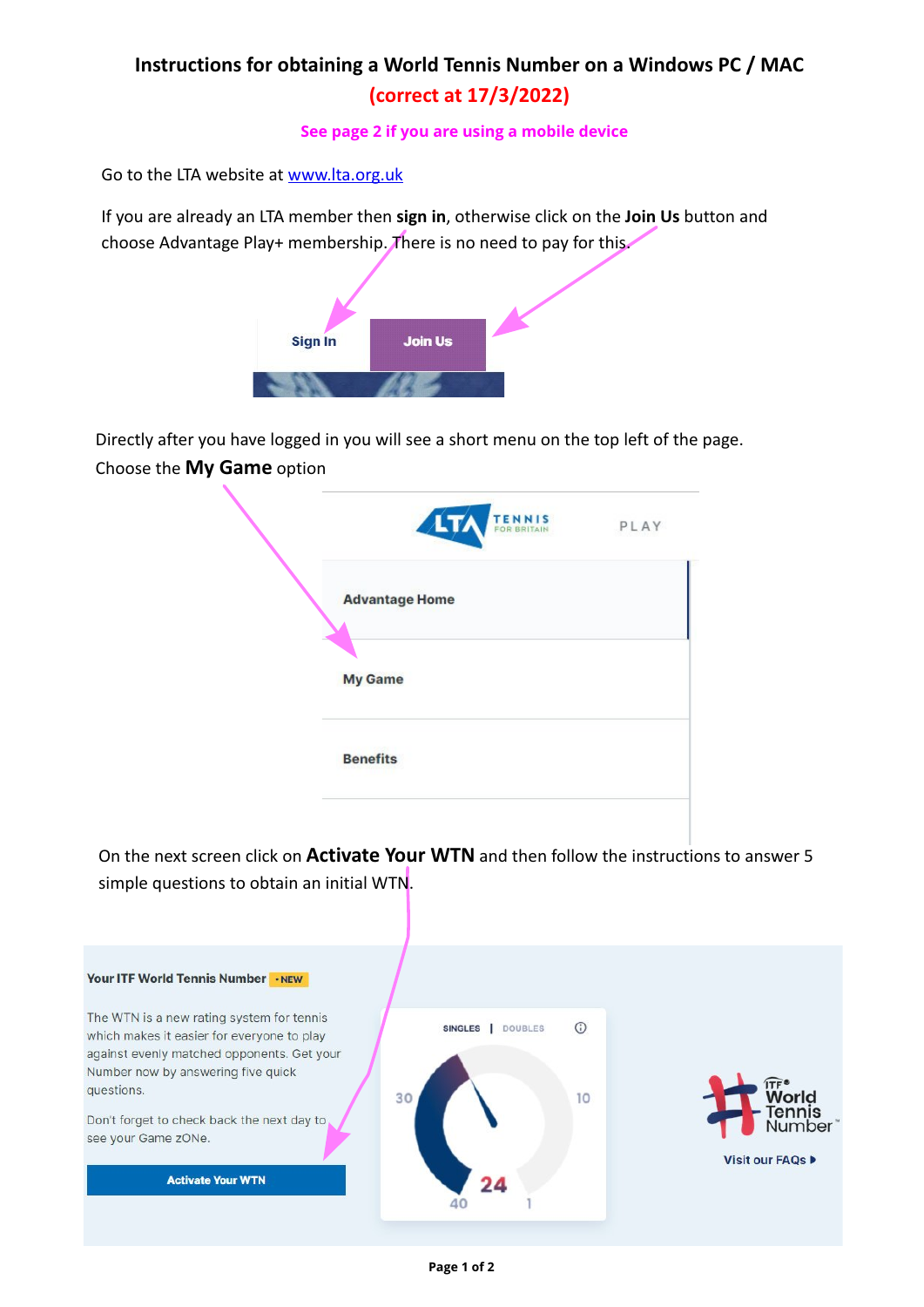# Instructions for obtaining a World Tennis Number on a Windows PC / MAC

**(correct at 17/3/2022)**

**See page 2 if you are using a mobile device**

Go to the LTA website at [www.lta.org.uk](http://www.lta.org.uk)

If you are already an LTA member then **sign in**, otherwise click on the **Join Us** button and choose Advantage Play+ membership. There is no need to pay for this.

Sign In | Join Us

Directly after you have logged in you will see a short menu on the top left of the page. Choose the **My Game** option

LTA TENNIS FOR BRITAIN — PLAY

- Advantage Home
- My Game
- Benefits

On the next screen click on **Activate Your WTN** and then follow the instructions to answer 5 simple questions to obtain an initial WTN.

Your ITF World Tennis Number • NEW

The WTN is a new rating system for tennis which makes it easier for everyone to play against evenly matched opponents. Get your Number now by answering five quick questions.

Don't forget to check back the next day to see your Game zONe.

Activate Your WTN

SINGLES | DOUBLES

30 10 24 40 1

ITF World Tennis Number

Visit our FAQs ▸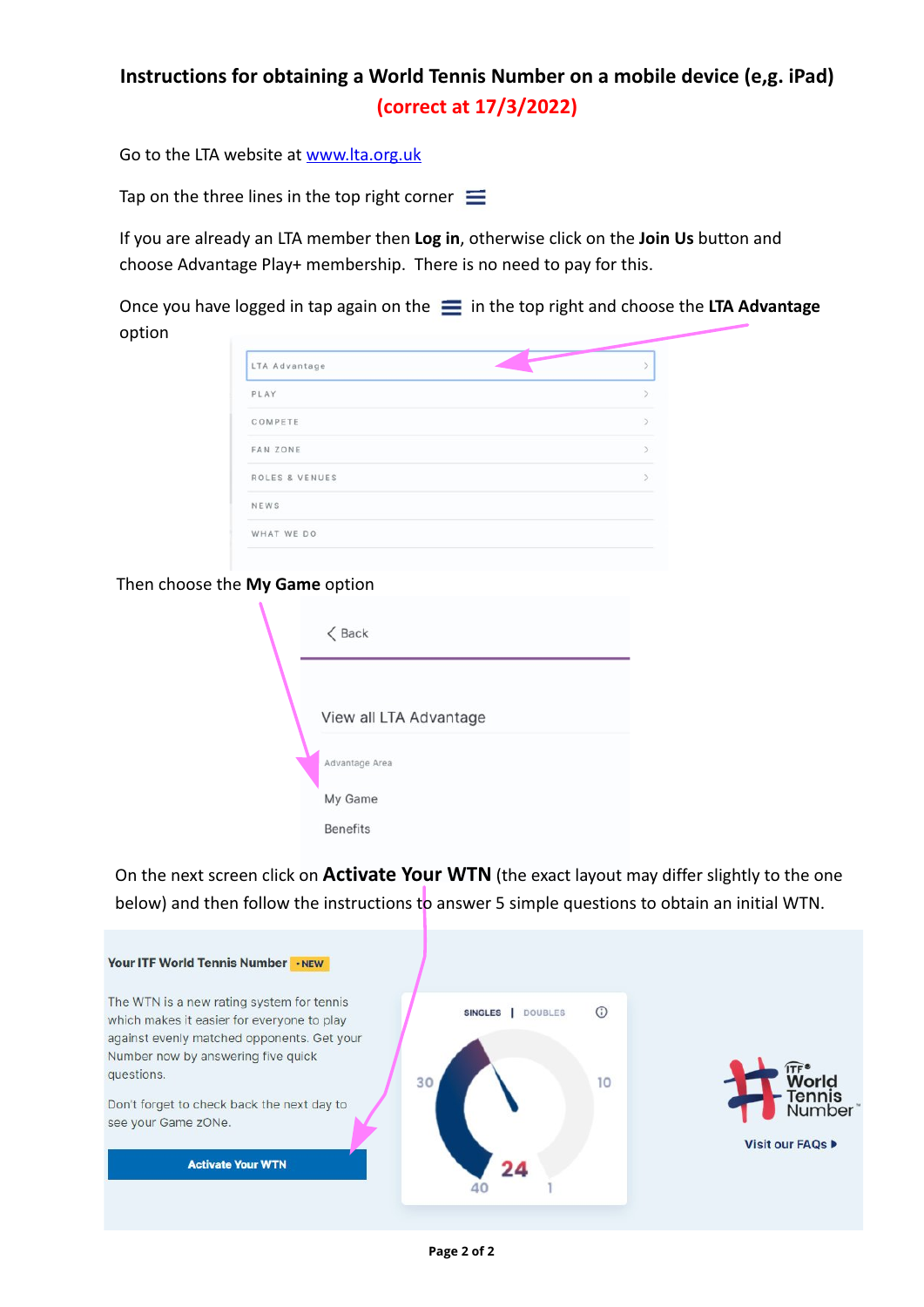# Instructions for obtaining a World Tennis Number on a mobile device (e,g. iPad)

**(correct at 17/3/2022)**

Go to the LTA website at www.lta.org.uk

Tap on the three lines in the top right corner

If you are already an LTA member then **Log in**, otherwise click on the **Join Us** button and choose Advantage Play+ membership. There is no need to pay for this.

Once you have logged in tap again on the in the top right and choose the **LTA Advantage** option

LTA Advantage
PLAY
COMPETE
FAN ZONE
ROLES & VENUES
NEWS
WHAT WE DO

Then choose the **My Game** option

Back

View all LTA Advantage

Advantage Area

My Game

Benefits

On the next screen click on **Activate Your WTN** (the exact layout may differ slightly to the one below) and then follow the instructions to answer 5 simple questions to obtain an initial WTN.

**Your ITF World Tennis Number** • NEW

The WTN is a new rating system for tennis which makes it easier for everyone to play against evenly matched opponents. Get your Number now by answering five quick questions.

Don't forget to check back the next day to see your Game zONe.

Activate Your WTN

SINGLES | DOUBLES

30
10
24
40
1

ITF World Tennis Number

Visit our FAQs